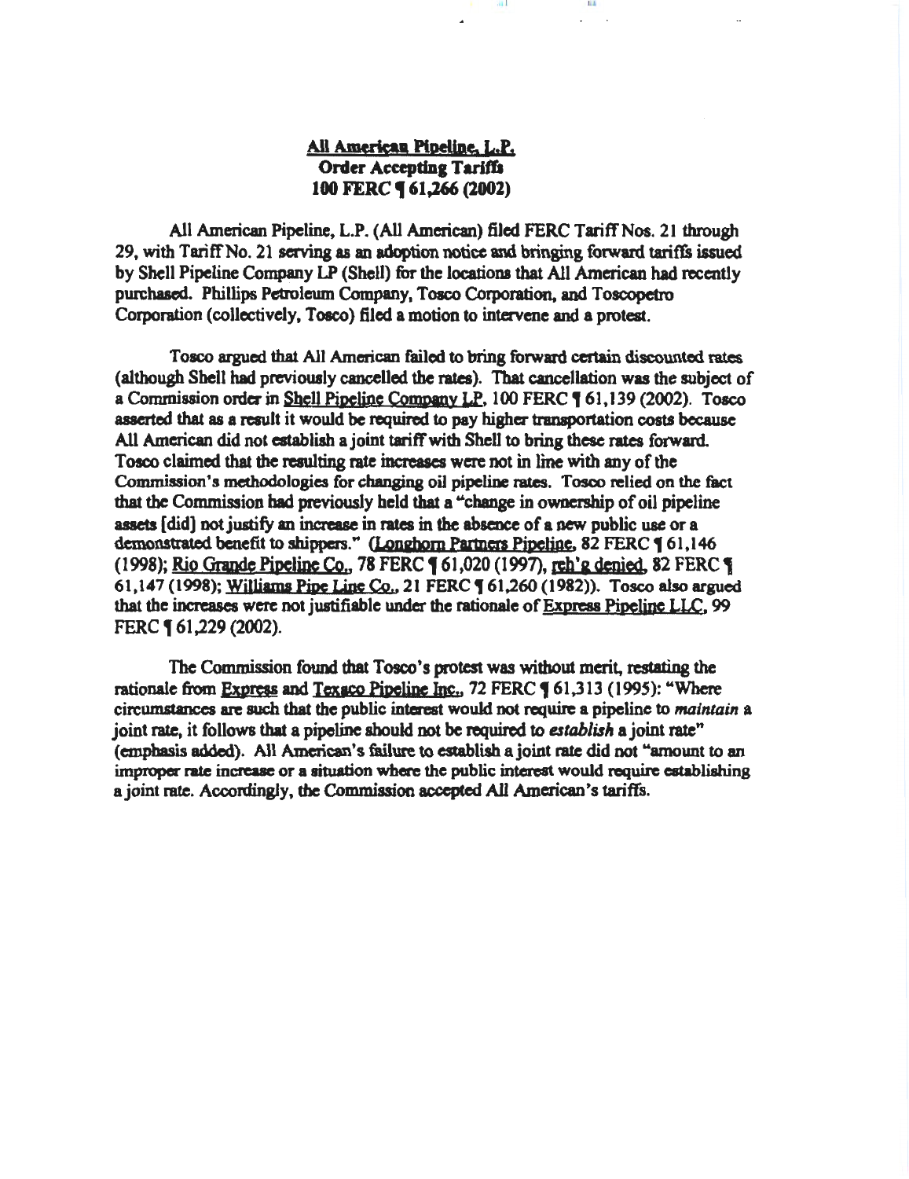**All American Pipeline, L.P.**
**Order Accepting Tariffs**
**100 FERC ¶ 61,266 (2002)**

All American Pipeline, L.P. (All American) filed FERC Tariff Nos. 21 through 29, with Tariff No. 21 serving as an adoption notice and bringing forward tariffs issued by Shell Pipeline Company LP (Shell) for the locations that All American had recently purchased. Phillips Petroleum Company, Tosco Corporation, and Toscopetro Corporation (collectively, Tosco) filed a motion to intervene and a protest.

Tosco argued that All American failed to bring forward certain discounted rates (although Shell had previously cancelled the rates). That cancellation was the subject of a Commission order in Shell Pipeline Company LP, 100 FERC ¶ 61,139 (2002). Tosco asserted that as a result it would be required to pay higher transportation costs because All American did not establish a joint tariff with Shell to bring these rates forward. Tosco claimed that the resulting rate increases were not in line with any of the Commission's methodologies for changing oil pipeline rates. Tosco relied on the fact that the Commission had previously held that a "change in ownership of oil pipeline assets [did] not justify an increase in rates in the absence of a new public use or a demonstrated benefit to shippers." (Longhorn Partners Pipeline, 82 FERC ¶ 61,146 (1998); Rio Grande Pipeline Co., 78 FERC ¶ 61,020 (1997), reh'g denied, 82 FERC ¶ 61,147 (1998); Williams Pipe Line Co., 21 FERC ¶ 61,260 (1982)). Tosco also argued that the increases were not justifiable under the rationale of Express Pipeline LLC, 99 FERC ¶ 61,229 (2002).

The Commission found that Tosco's protest was without merit, restating the rationale from Express and Texaco Pipeline Inc., 72 FERC ¶ 61,313 (1995): "Where circumstances are such that the public interest would not require a pipeline to *maintain* a joint rate, it follows that a pipeline should not be required to *establish* a joint rate" (emphasis added). All American's failure to establish a joint rate did not "amount to an improper rate increase or a situation where the public interest would require establishing a joint rate. Accordingly, the Commission accepted All American's tariffs.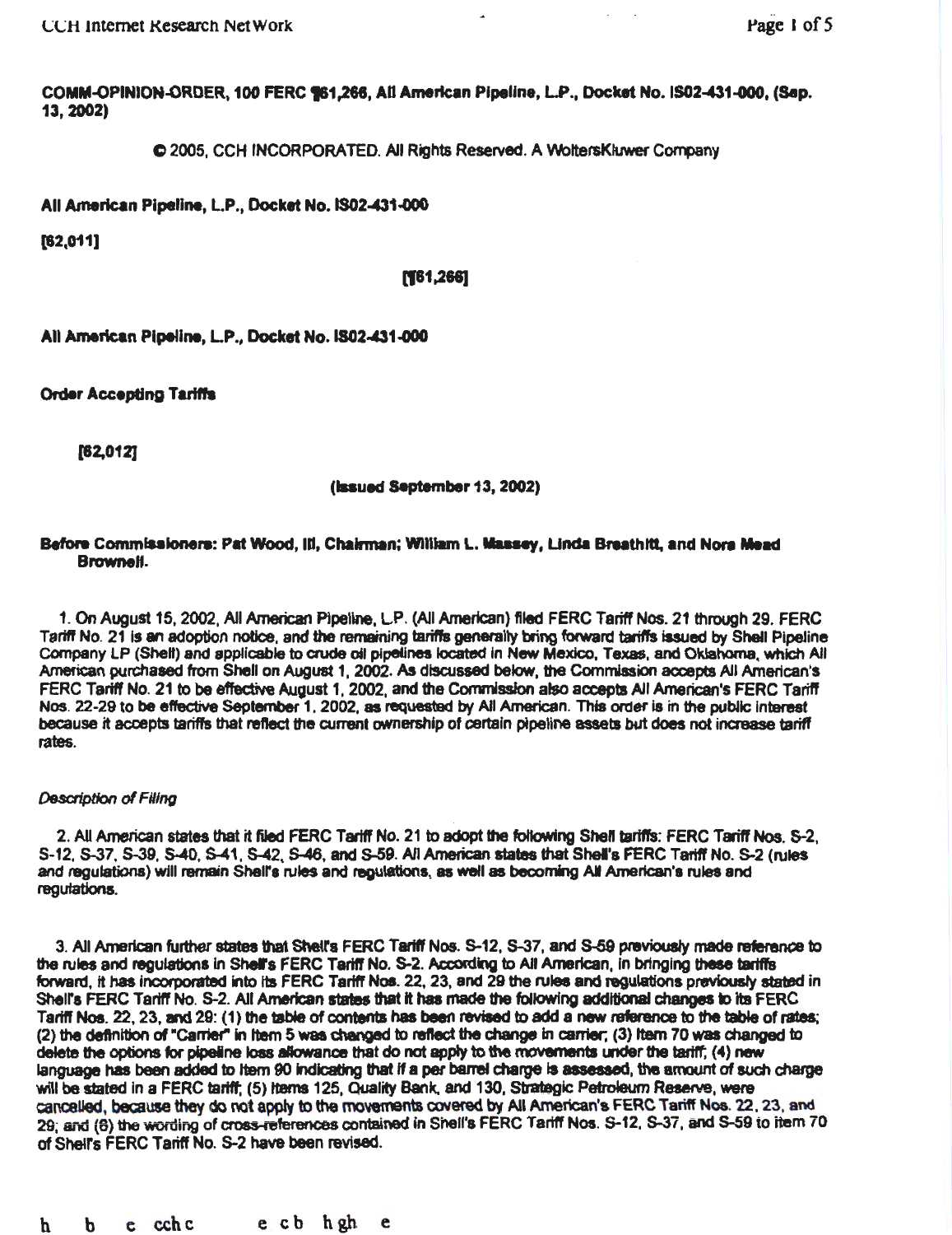**COMM-OPINION-ORDER, 100 FERC ¶61,266, All American Pipeline, L.P., Docket No. IS02-431-000, (Sep. 13, 2002)**

© 2005, CCH INCORPORATED. All Rights Reserved. A WoltersKluwer Company

**All American Pipeline, L.P., Docket No. IS02-431-000**

**[62,011]**

**[¶61,266]**

**All American Pipeline, L.P., Docket No. IS02-431-000**

**Order Accepting Tariffs**

**[62,012]**

**(Issued September 13, 2002)**

**Before Commissioners: Pat Wood, III, Chairman; William L. Massey, Linda Breathitt, and Nora Mead Brownell.**

1. On August 15, 2002, All American Pipeline, L.P. (All American) filed FERC Tariff Nos. 21 through 29. FERC Tariff No. 21 is an adoption notice, and the remaining tariffs generally bring forward tariffs issued by Shell Pipeline Company LP (Shell) and applicable to crude oil pipelines located in New Mexico, Texas, and Oklahoma, which All American purchased from Shell on August 1, 2002. As discussed below, the Commission accepts All American's FERC Tariff No. 21 to be effective August 1, 2002, and the Commission also accepts All American's FERC Tariff Nos. 22-29 to be effective September 1, 2002, as requested by All American. This order is in the public interest because it accepts tariffs that reflect the current ownership of certain pipeline assets but does not increase tariff rates.

*Description of Filing*

2. All American states that it filed FERC Tariff No. 21 to adopt the following Shell tariffs: FERC Tariff Nos. S-2, S-12, S-37, S-39, S-40, S-41, S-42, S-46, and S-59. All American states that Shell's FERC Tariff No. S-2 (rules and regulations) will remain Shell's rules and regulations, as well as becoming All American's rules and regulations.

3. All American further states that Shell's FERC Tariff Nos. S-12, S-37, and S-59 previously made reference to the rules and regulations in Shell's FERC Tariff No. S-2. According to All American, in bringing these tariffs forward, it has incorporated into its FERC Tariff Nos. 22, 23, and 29 the rules and regulations previously stated in Shell's FERC Tariff No. S-2. All American states that it has made the following additional changes to its FERC Tariff Nos. 22, 23, and 29: (1) the table of contents has been revised to add a new reference to the table of rates; (2) the definition of "Carrier" in Item 5 was changed to reflect the change in carrier; (3) Item 70 was changed to delete the options for pipeline loss allowance that do not apply to the movements under the tariff; (4) new language has been added to Item 90 indicating that if a per barrel charge is assessed, the amount of such charge will be stated in a FERC tariff; (5) Items 125, Quality Bank, and 130, Strategic Petroleum Reserve, were cancelled, because they do not apply to the movements covered by All American's FERC Tariff Nos. 22, 23, and 29; and (6) the wording of cross-references contained in Shell's FERC Tariff Nos. S-12, S-37, and S-59 to item 70 of Shell's FERC Tariff No. S-2 have been revised.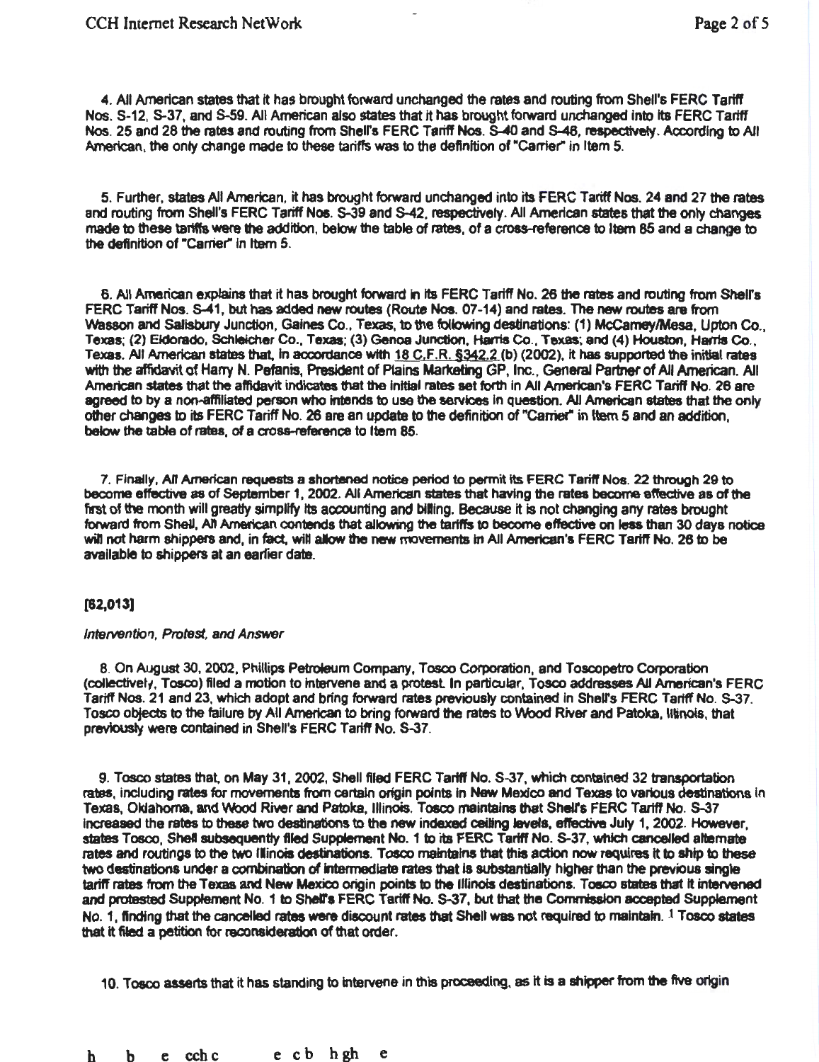4. All American states that it has brought forward unchanged the rates and routing from Shell's FERC Tariff Nos. S-12, S-37, and S-59. All American also states that it has brought forward unchanged into its FERC Tariff Nos. 25 and 28 the rates and routing from Shell's FERC Tariff Nos. S-40 and S-48, respectively. According to All American, the only change made to these tariffs was to the definition of "Carrier" in Item 5.

5. Further, states All American, it has brought forward unchanged into its FERC Tariff Nos. 24 and 27 the rates and routing from Shell's FERC Tariff Nos. S-39 and S-42, respectively. All American states that the only changes made to these tariffs were the addition, below the table of rates, of a cross-reference to Item 85 and a change to the definition of "Carrier" in Item 5.

6. All American explains that it has brought forward in its FERC Tariff No. 26 the rates and routing from Shell's FERC Tariff Nos. S-41, but has added new routes (Route Nos. 07-14) and rates. The new routes are from Wasson and Salisbury Junction, Gaines Co., Texas, to the following destinations: (1) McCamey/Mesa, Upton Co., Texas; (2) Eldorado, Schleicher Co., Texas; (3) Genoa Junction, Harris Co., Texas; and (4) Houston, Harris Co., Texas. All American states that, in accordance with 18 C.F.R. §342.2 (b) (2002), it has supported the initial rates with the affidavit of Harry N. Pefanis, President of Plains Marketing GP, Inc., General Partner of All American. All American states that the affidavit indicates that the initial rates set forth in All American's FERC Tariff No. 26 are agreed to by a non-affiliated person who intends to use the services in question. All American states that the only other changes to its FERC Tariff No. 26 are an update to the definition of "Carrier" in Item 5 and an addition, below the table of rates, of a cross-reference to Item 85.

7. Finally, All American requests a shortened notice period to permit its FERC Tariff Nos. 22 through 29 to become effective as of September 1, 2002. All American states that having the rates become effective as of the first of the month will greatly simplify its accounting and billing. Because it is not changing any rates brought forward from Shell, All American contends that allowing the tariffs to become effective on less than 30 days notice will not harm shippers and, in fact, will allow the new movements in All American's FERC Tariff No. 26 to be available to shippers at an earlier date.

[62,013]

*Intervention, Protest, and Answer*

8. On August 30, 2002, Phillips Petroleum Company, Tosco Corporation, and Toscopetro Corporation (collectively, Tosco) filed a motion to intervene and a protest. In particular, Tosco addresses All American's FERC Tariff Nos. 21 and 23, which adopt and bring forward rates previously contained in Shell's FERC Tariff No. S-37. Tosco objects to the failure by All American to bring forward the rates to Wood River and Patoka, Illinois, that previously were contained in Shell's FERC Tariff No. S-37.

9. Tosco states that, on May 31, 2002, Shell filed FERC Tariff No. S-37, which contained 32 transportation rates, including rates for movements from certain origin points in New Mexico and Texas to various destinations in Texas, Oklahoma, and Wood River and Patoka, Illinois. Tosco maintains that Shell's FERC Tariff No. S-37 increased the rates to these two destinations to the new indexed ceiling levels, effective July 1, 2002. However, states Tosco, Shell subsequently filed Supplement No. 1 to its FERC Tariff No. S-37, which cancelled alternate rates and routings to the two Illinois destinations. Tosco maintains that this action now requires it to ship to these two destinations under a combination of intermediate rates that is substantially higher than the previous single tariff rates from the Texas and New Mexico origin points to the Illinois destinations. Tosco states that it intervened and protested Supplement No. 1 to Shell's FERC Tariff No. S-37, but that the Commission accepted Supplement No. 1, finding that the cancelled rates were discount rates that Shell was not required to maintain. [1] Tosco states that it filed a petition for reconsideration of that order.

10. Tosco asserts that it has standing to intervene in this proceeding, as it is a shipper from the five origin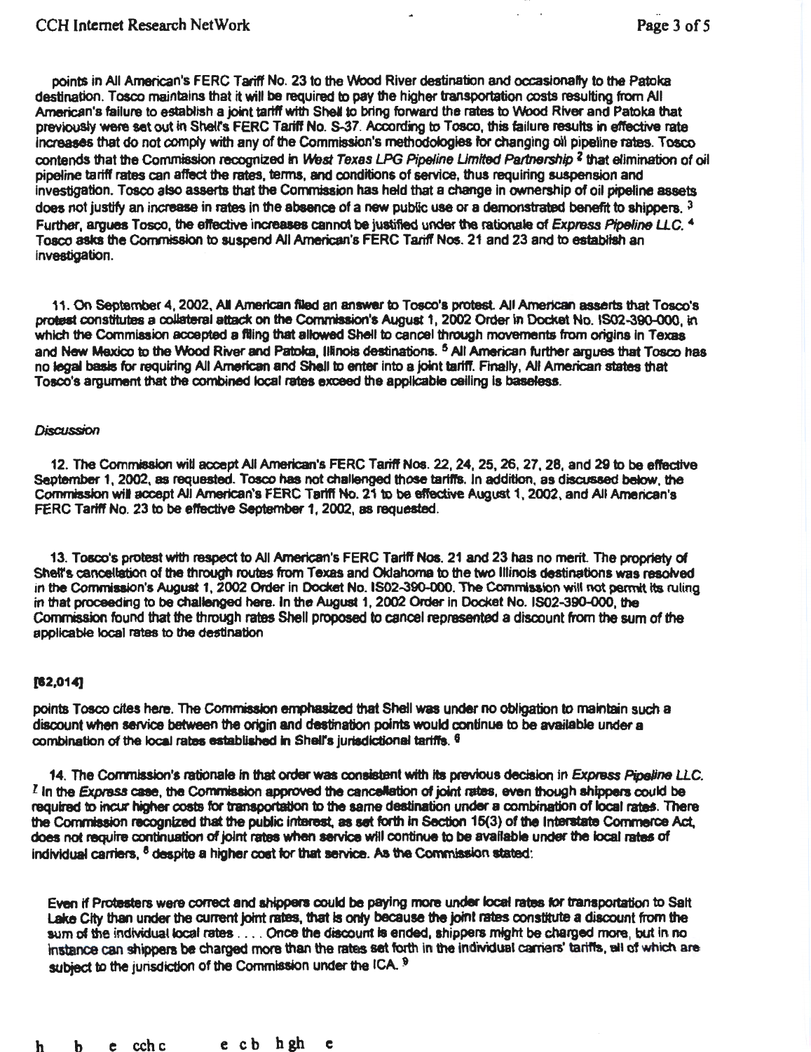points in All American's FERC Tariff No. 23 to the Wood River destination and occasionally to the Patoka destination. Tosco maintains that it will be required to pay the higher transportation costs resulting from All American's failure to establish a joint tariff with Shell to bring forward the rates to Wood River and Patoka that previously were set out in Shell's FERC Tariff No. S-37. According to Tosco, this failure results in effective rate increases that do not comply with any of the Commission's methodologies for changing oil pipeline rates. Tosco contends that the Commission recognized in *West Texas LPG Pipeline Limited Partnership* [2] that elimination of oil pipeline tariff rates can affect the rates, terms, and conditions of service, thus requiring suspension and investigation. Tosco also asserts that the Commission has held that a change in ownership of oil pipeline assets does not justify an increase in rates in the absence of a new public use or a demonstrated benefit to shippers. [3] Further, argues Tosco, the effective increases cannot be justified under the rationale of *Express Pipeline LLC.* [4] Tosco asks the Commission to suspend All American's FERC Tariff Nos. 21 and 23 and to establish an investigation.

11. On September 4, 2002, All American filed an answer to Tosco's protest. All American asserts that Tosco's protest constitutes a collateral attack on the Commission's August 1, 2002 Order in Docket No. IS02-390-000, in which the Commission accepted a filing that allowed Shell to cancel through movements from origins in Texas and New Mexico to the Wood River and Patoka, Illinois destinations. [5] All American further argues that Tosco has no legal basis for requiring All American and Shell to enter into a joint tariff. Finally, All American states that Tosco's argument that the combined local rates exceed the applicable ceiling is baseless.

*Discussion*

12. The Commission will accept All American's FERC Tariff Nos. 22, 24, 25, 26, 27, 28, and 29 to be effective September 1, 2002, as requested. Tosco has not challenged those tariffs. In addition, as discussed below, the Commission will accept All American's FERC Tariff No. 21 to be effective August 1, 2002, and All American's FERC Tariff No. 23 to be effective September 1, 2002, as requested.

13. Tosco's protest with respect to All American's FERC Tariff Nos. 21 and 23 has no merit. The propriety of Shell's cancellation of the through routes from Texas and Oklahoma to the two Illinois destinations was resolved in the Commission's August 1, 2002 Order in Docket No. IS02-390-000. The Commission will not permit its ruling in that proceeding to be challenged here. In the August 1, 2002 Order in Docket No. IS02-390-000, the Commission found that the through rates Shell proposed to cancel represented a discount from the sum of the applicable local rates to the destination

**[62,014]**

points Tosco cites here. The Commission emphasized that Shell was under no obligation to maintain such a discount when service between the origin and destination points would continue to be available under a combination of the local rates established in Shell's jurisdictional tariffs. [6]

14. The Commission's rationale in that order was consistent with its previous decision in *Express Pipeline LLC.* [7] In the *Express* case, the Commission approved the cancellation of joint rates, even though shippers could be required to incur higher costs for transportation to the same destination under a combination of local rates. There the Commission recognized that the public interest, as set forth in Section 15(3) of the Interstate Commerce Act, does not require continuation of joint rates when service will continue to be available under the local rates of individual carriers, [8] despite a higher cost for that service. As the Commission stated:

> Even if Protesters were correct and shippers could be paying more under local rates for transportation to Salt Lake City than under the current joint rates, that is only because the joint rates constitute a discount from the sum of the individual local rates . . . . Once the discount is ended, shippers might be charged more, but in no instance can shippers be charged more than the rates set forth in the individual carriers' tariffs, all of which are subject to the jurisdiction of the Commission under the ICA. [9]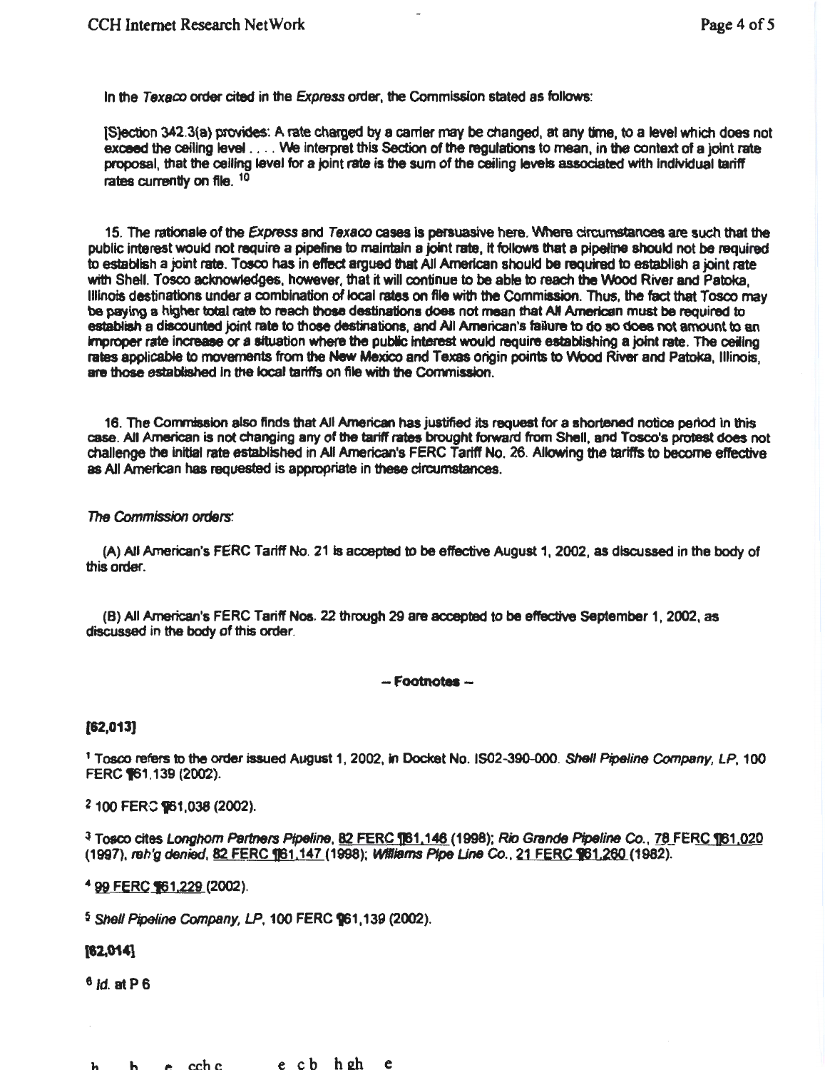In the *Texaco* order cited in the *Express* order, the Commission stated as follows:

[S]ection 342.3(a) provides: A rate charged by a carrier may be changed, at any time, to a level which does not exceed the ceiling level . . . . We interpret this Section of the regulations to mean, in the context of a joint rate proposal, that the ceiling level for a joint rate is the sum of the ceiling levels associated with individual tariff rates currently on file. [10]

15. The rationale of the *Express* and *Texaco* cases is persuasive here. Where circumstances are such that the public interest would not require a pipeline to maintain a joint rate, it follows that a pipeline should not be required to establish a joint rate. Tosco has in effect argued that All American should be required to establish a joint rate with Shell. Tosco acknowledges, however, that it will continue to be able to reach the Wood River and Patoka, Illinois destinations under a combination of local rates on file with the Commission. Thus, the fact that Tosco may be paying a higher total rate to reach those destinations does not mean that All American must be required to establish a discounted joint rate to those destinations, and All American's failure to do so does not amount to an improper rate increase or a situation where the public interest would require establishing a joint rate. The ceiling rates applicable to movements from the New Mexico and Texas origin points to Wood River and Patoka, Illinois, are those established in the local tariffs on file with the Commission.

16. The Commission also finds that All American has justified its request for a shortened notice period in this case. All American is not changing any of the tariff rates brought forward from Shell, and Tosco's protest does not challenge the initial rate established in All American's FERC Tariff No. 26. Allowing the tariffs to become effective as All American has requested is appropriate in these circumstances.

*The Commission orders*:

(A) All American's FERC Tariff No. 21 is accepted to be effective August 1, 2002, as discussed in the body of this order.

(B) All American's FERC Tariff Nos. 22 through 29 are accepted to be effective September 1, 2002, as discussed in the body of this order.

-- Footnotes --

**[62,013]**

[1] Tosco refers to the order issued August 1, 2002, in Docket No. IS02-390-000. *Shell Pipeline Company, LP*, 100 FERC ¶61,139 (2002).

[2] 100 FERC ¶61,038 (2002).

[3] Tosco cites *Longhorn Partners Pipeline*, 82 FERC ¶61,146 (1998); *Rio Grande Pipeline Co.*, 78 FERC ¶61,020 (1997), *reh'g denied*, 82 FERC ¶61,147 (1998); *Williams Pipe Line Co.*, 21 FERC ¶61,260 (1982).

[4] 99 FERC ¶61,229 (2002).

[5] *Shell Pipeline Company, LP*, 100 FERC ¶61,139 (2002).

**[62,014]**

[6] *Id.* at P 6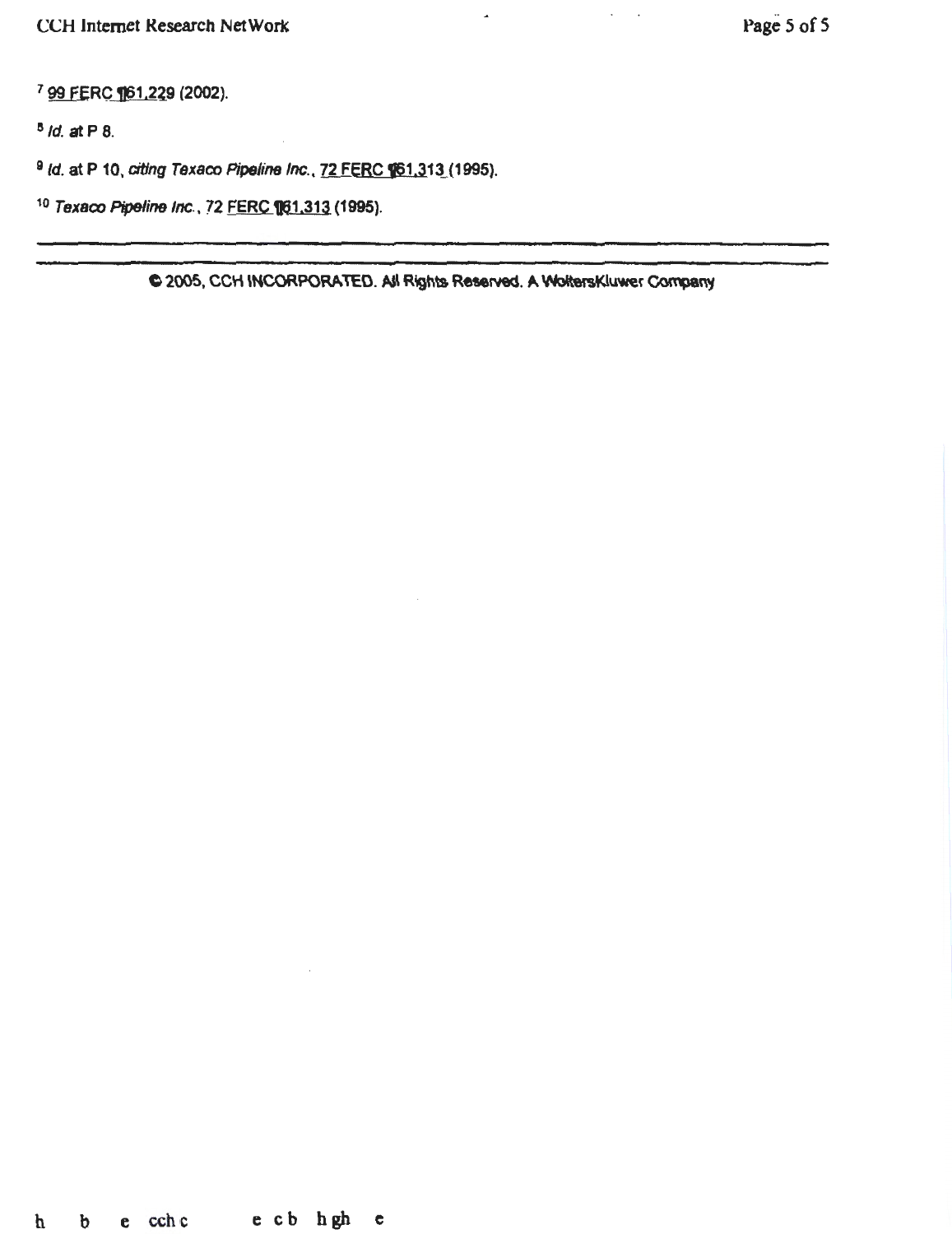[7] 99 FERC ¶61,229 (2002).

[8] *Id.* at P 8.

[9] *Id.* at P 10, *citing Texaco Pipeline Inc.*, 72 FERC ¶61,313 (1995).

[10] *Texaco Pipeline Inc.*, 72 FERC ¶61,313 (1995).

---

© 2005, CCH INCORPORATED. All Rights Reserved. A WoltersKluwer Company